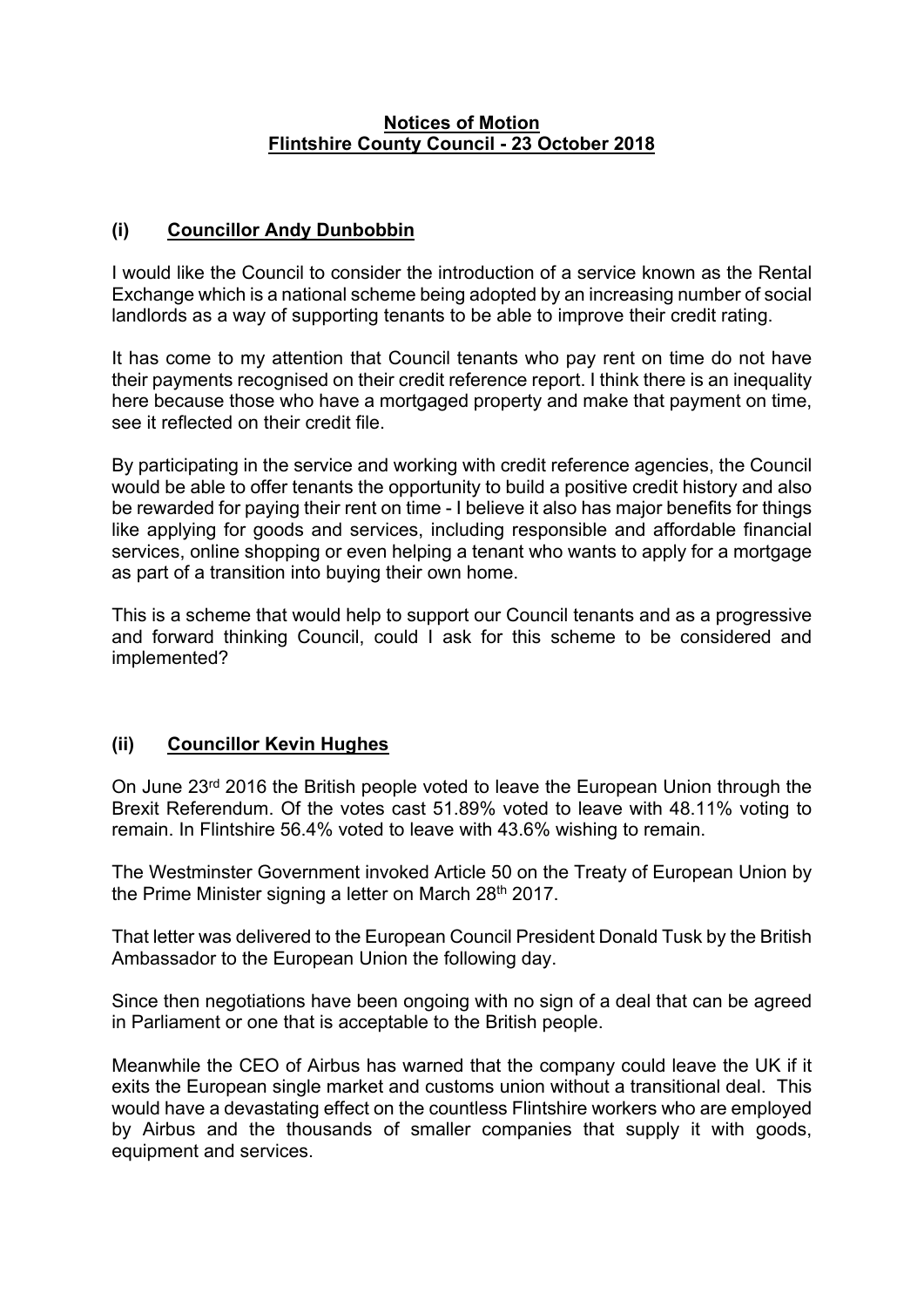# Notices of Motion
# Flintshire County Council - 23 October 2018

## (i) Councillor Andy Dunbobbin

I would like the Council to consider the introduction of a service known as the Rental Exchange which is a national scheme being adopted by an increasing number of social landlords as a way of supporting tenants to be able to improve their credit rating.

It has come to my attention that Council tenants who pay rent on time do not have their payments recognised on their credit reference report. I think there is an inequality here because those who have a mortgaged property and make that payment on time, see it reflected on their credit file.

By participating in the service and working with credit reference agencies, the Council would be able to offer tenants the opportunity to build a positive credit history and also be rewarded for paying their rent on time - I believe it also has major benefits for things like applying for goods and services, including responsible and affordable financial services, online shopping or even helping a tenant who wants to apply for a mortgage as part of a transition into buying their own home.

This is a scheme that would help to support our Council tenants and as a progressive and forward thinking Council, could I ask for this scheme to be considered and implemented?

## (ii) Councillor Kevin Hughes

On June 23rd 2016 the British people voted to leave the European Union through the Brexit Referendum. Of the votes cast 51.89% voted to leave with 48.11% voting to remain. In Flintshire 56.4% voted to leave with 43.6% wishing to remain.

The Westminster Government invoked Article 50 on the Treaty of European Union by the Prime Minister signing a letter on March 28th 2017.

That letter was delivered to the European Council President Donald Tusk by the British Ambassador to the European Union the following day.

Since then negotiations have been ongoing with no sign of a deal that can be agreed in Parliament or one that is acceptable to the British people.

Meanwhile the CEO of Airbus has warned that the company could leave the UK if it exits the European single market and customs union without a transitional deal. This would have a devastating effect on the countless Flintshire workers who are employed by Airbus and the thousands of smaller companies that supply it with goods, equipment and services.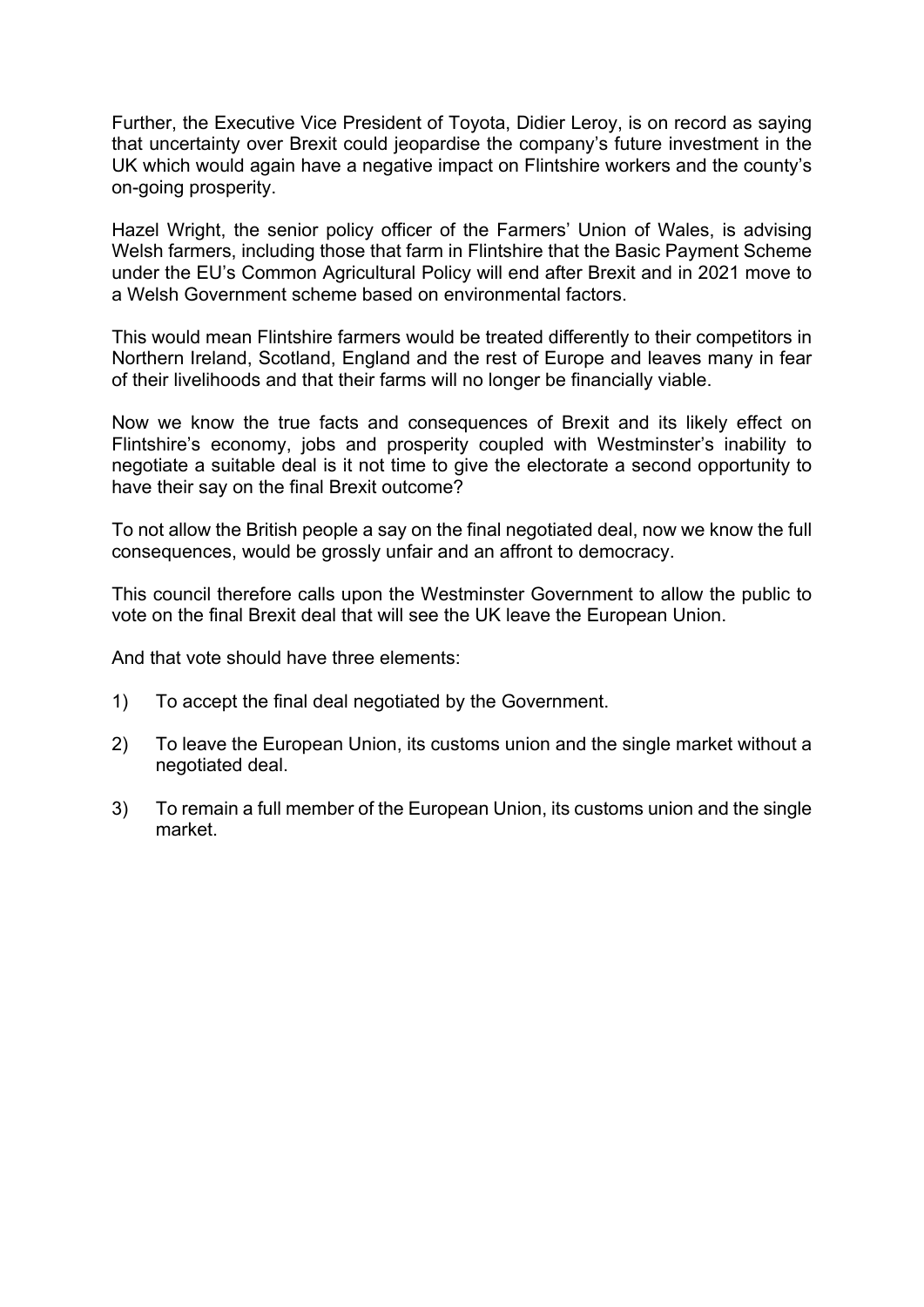Further, the Executive Vice President of Toyota, Didier Leroy, is on record as saying that uncertainty over Brexit could jeopardise the company's future investment in the UK which would again have a negative impact on Flintshire workers and the county's on-going prosperity.

Hazel Wright, the senior policy officer of the Farmers' Union of Wales, is advising Welsh farmers, including those that farm in Flintshire that the Basic Payment Scheme under the EU's Common Agricultural Policy will end after Brexit and in 2021 move to a Welsh Government scheme based on environmental factors.

This would mean Flintshire farmers would be treated differently to their competitors in Northern Ireland, Scotland, England and the rest of Europe and leaves many in fear of their livelihoods and that their farms will no longer be financially viable.

Now we know the true facts and consequences of Brexit and its likely effect on Flintshire's economy, jobs and prosperity coupled with Westminster's inability to negotiate a suitable deal is it not time to give the electorate a second opportunity to have their say on the final Brexit outcome?

To not allow the British people a say on the final negotiated deal, now we know the full consequences, would be grossly unfair and an affront to democracy.

This council therefore calls upon the Westminster Government to allow the public to vote on the final Brexit deal that will see the UK leave the European Union.

And that vote should have three elements:

1) To accept the final deal negotiated by the Government.

2) To leave the European Union, its customs union and the single market without a negotiated deal.

3) To remain a full member of the European Union, its customs union and the single market.